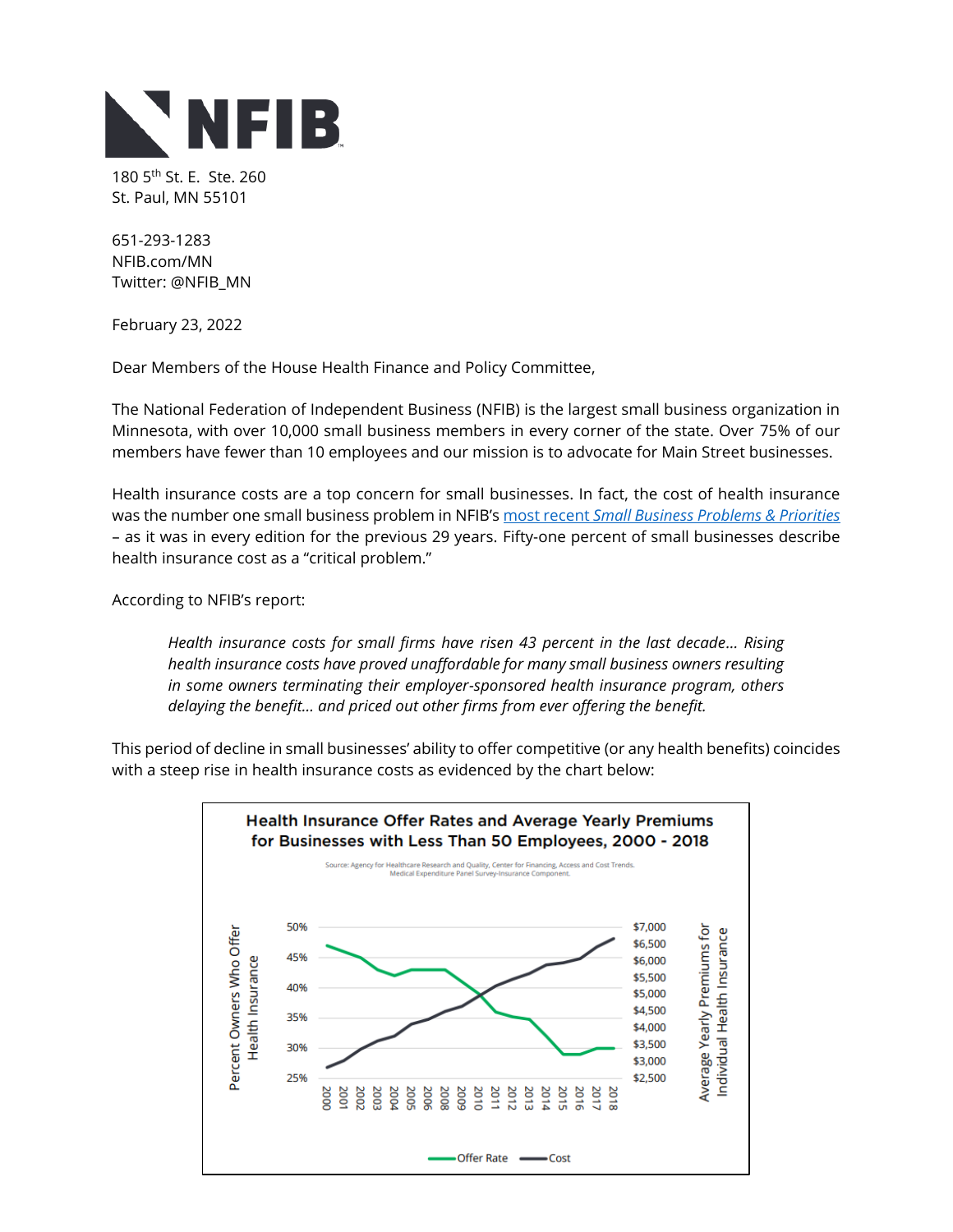NFIB

180 5th St. E. Ste. 260
St. Paul, MN 55101

651-293-1283
NFIB.com/MN
Twitter: @NFIB_MN

February 23, 2022

Dear Members of the House Health Finance and Policy Committee,

The National Federation of Independent Business (NFIB) is the largest small business organization in Minnesota, with over 10,000 small business members in every corner of the state. Over 75% of our members have fewer than 10 employees and our mission is to advocate for Main Street businesses.

Health insurance costs are a top concern for small businesses. In fact, the cost of health insurance was the number one small business problem in NFIB's most recent *Small Business Problems & Priorities* – as it was in every edition for the previous 29 years. Fifty-one percent of small businesses describe health insurance cost as a "critical problem."

According to NFIB's report:

> *Health insurance costs for small firms have risen 43 percent in the last decade… Rising health insurance costs have proved unaffordable for many small business owners resulting in some owners terminating their employer-sponsored health insurance program, others delaying the benefit… and priced out other firms from ever offering the benefit.*

This period of decline in small businesses' ability to offer competitive (or any health benefits) coincides with a steep rise in health insurance costs as evidenced by the chart below:

**Health Insurance Offer Rates and Average Yearly Premiums for Businesses with Less Than 50 Employees, 2000 - 2018**

Source: Agency for Healthcare Research and Quality, Center for Financing, Access and Cost Trends. Medical Expenditure Panel Survey-Insurance Component.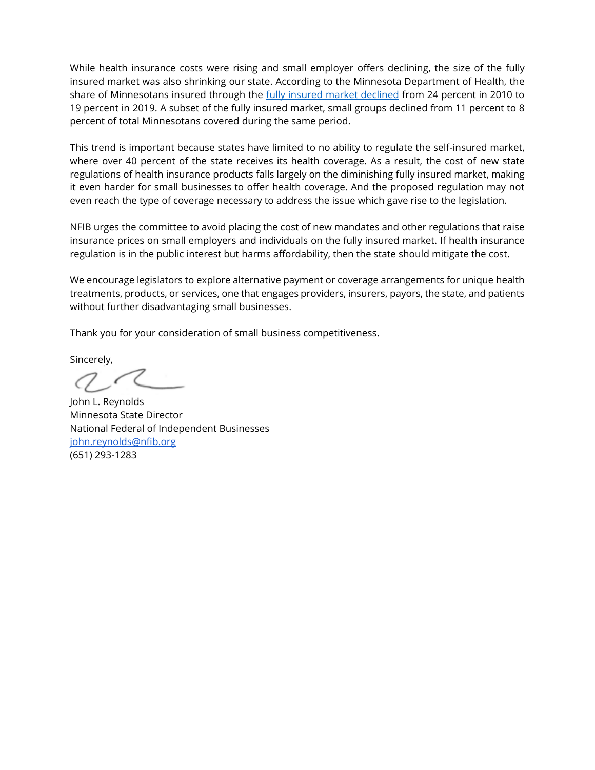While health insurance costs were rising and small employer offers declining, the size of the fully insured market was also shrinking our state. According to the Minnesota Department of Health, the share of Minnesotans insured through the fully insured market declined from 24 percent in 2010 to 19 percent in 2019. A subset of the fully insured market, small groups declined from 11 percent to 8 percent of total Minnesotans covered during the same period.

This trend is important because states have limited to no ability to regulate the self-insured market, where over 40 percent of the state receives its health coverage. As a result, the cost of new state regulations of health insurance products falls largely on the diminishing fully insured market, making it even harder for small businesses to offer health coverage. And the proposed regulation may not even reach the type of coverage necessary to address the issue which gave rise to the legislation.

NFIB urges the committee to avoid placing the cost of new mandates and other regulations that raise insurance prices on small employers and individuals on the fully insured market. If health insurance regulation is in the public interest but harms affordability, then the state should mitigate the cost.

We encourage legislators to explore alternative payment or coverage arrangements for unique health treatments, products, or services, one that engages providers, insurers, payors, the state, and patients without further disadvantaging small businesses.

Thank you for your consideration of small business competitiveness.

Sincerely,

John L. Reynolds
Minnesota State Director
National Federal of Independent Businesses
john.reynolds@nfib.org
(651) 293-1283